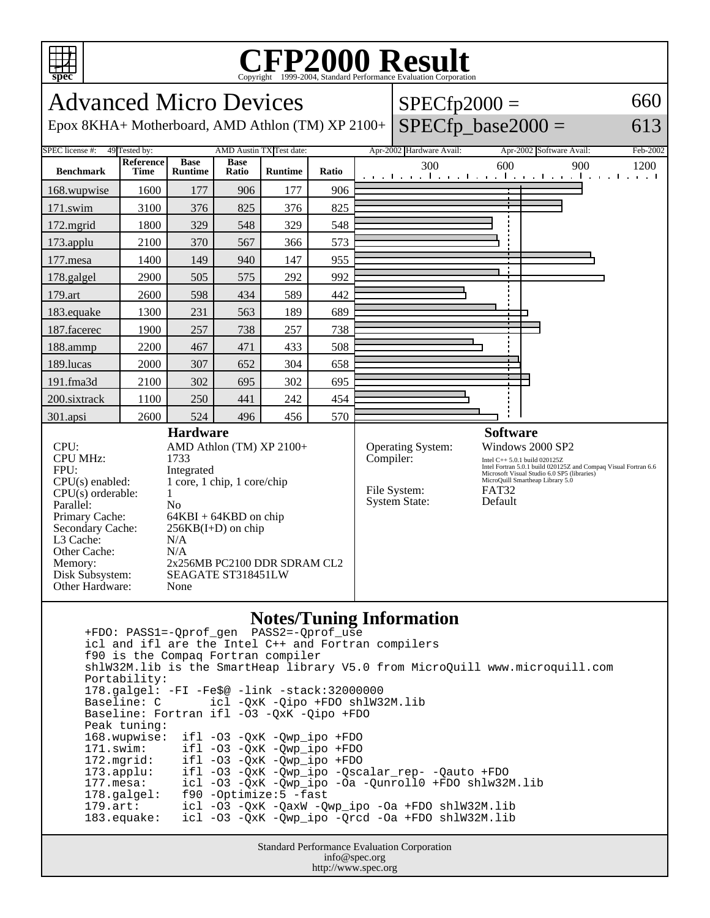# CFP2000 Result

Copyright 1999-2004, Standard Performance Evaluation Corporation

## Advanced Micro Devices

Epox 8KHA+ Motherboard, AMD Athlon (TM) XP 2100+

SPECfp2000 = 660

SPECfp_base2000 = 613

| SPEC license #: | 49 | Tested by: | AMD Austin TX | Test date: | Apr-2002 | Hardware Avail: | Apr-2002 | Software Avail: | Feb-2002 |
|---|---|---|---|---|---|---|---|---|---|

| Benchmark | Reference Time | Base Runtime | Base Ratio | Runtime | Ratio |
|---|---|---|---|---|---|
| 168.wupwise | 1600 | 177 | 906 | 177 | 906 |
| 171.swim | 3100 | 376 | 825 | 376 | 825 |
| 172.mgrid | 1800 | 329 | 548 | 329 | 548 |
| 173.applu | 2100 | 370 | 567 | 366 | 573 |
| 177.mesa | 1400 | 149 | 940 | 147 | 955 |
| 178.galgel | 2900 | 505 | 575 | 292 | 992 |
| 179.art | 2600 | 598 | 434 | 589 | 442 |
| 183.equake | 1300 | 231 | 563 | 189 | 689 |
| 187.facerec | 1900 | 257 | 738 | 257 | 738 |
| 188.ammp | 2200 | 467 | 471 | 433 | 508 |
| 189.lucas | 2000 | 307 | 652 | 304 | 658 |
| 191.fma3d | 2100 | 302 | 695 | 302 | 695 |
| 200.sixtrack | 1100 | 250 | 441 | 242 | 454 |
| 301.apsi | 2600 | 524 | 496 | 456 | 570 |

### Hardware

| | |
|---|---|
| CPU: | AMD Athlon (TM) XP 2100+ |
| CPU MHz: | 1733 |
| FPU: | Integrated |
| CPU(s) enabled: | 1 core, 1 chip, 1 core/chip |
| CPU(s) orderable: | 1 |
| Parallel: | No |
| Primary Cache: | 64KBI + 64KBD on chip |
| Secondary Cache: | 256KB(I+D) on chip |
| L3 Cache: | N/A |
| Other Cache: | N/A |
| Memory: | 2x256MB PC2100 DDR SDRAM CL2 |
| Disk Subsystem: | SEAGATE ST318451LW |
| Other Hardware: | None |

### Software

| | |
|---|---|
| Operating System: | Windows 2000 SP2 |
| Compiler: | Intel C++ 5.0.1 build 020125Z<br>Intel Fortran 5.0.1 build 020125Z and Compaq Visual Fortran 6.6<br>Microsoft Visual Studio 6.0 SP5 (libraries)<br>MicroQuill Smartheap Library 5.0 |
| File System: | FAT32 |
| System State: | Default |

### Notes/Tuning Information

```
+FDO: PASS1=-Qprof_gen  PASS2=-Qprof_use
icl and ifl are the Intel C++ and Fortran compilers
f90 is the Compaq Fortran compiler
shlW32M.lib is the SmartHeap library V5.0 from MicroQuill www.microquill.com
Portability:
178.galgel: -FI -Fe$@ -link -stack:32000000
Baseline: C       icl -QxK -Qipo +FDO shlW32M.lib
Baseline: Fortran ifl -O3 -QxK -Qipo +FDO
Peak tuning:
168.wupwise:  ifl -O3 -QxK -Qwp_ipo +FDO
171.swim:     ifl -O3 -QxK -Qwp_ipo +FDO
172.mgrid:    ifl -O3 -QxK -Qwp_ipo +FDO
173.applu:    ifl -O3 -QxK -Qwp_ipo -Qscalar_rep- -Qauto +FDO
177.mesa:     icl -O3 -QxK -Qwp_ipo -Oa -Qunroll0 +FDO shlw32M.lib
178.galgel:   f90 -Optimize:5 -fast
179.art:      icl -O3 -QxK -QaxW -Qwp_ipo -Oa +FDO shlW32M.lib
183.equake:   icl -O3 -QxK -Qwp_ipo -Qrcd -Oa +FDO shlW32M.lib
```

Standard Performance Evaluation Corporation
info@spec.org
http://www.spec.org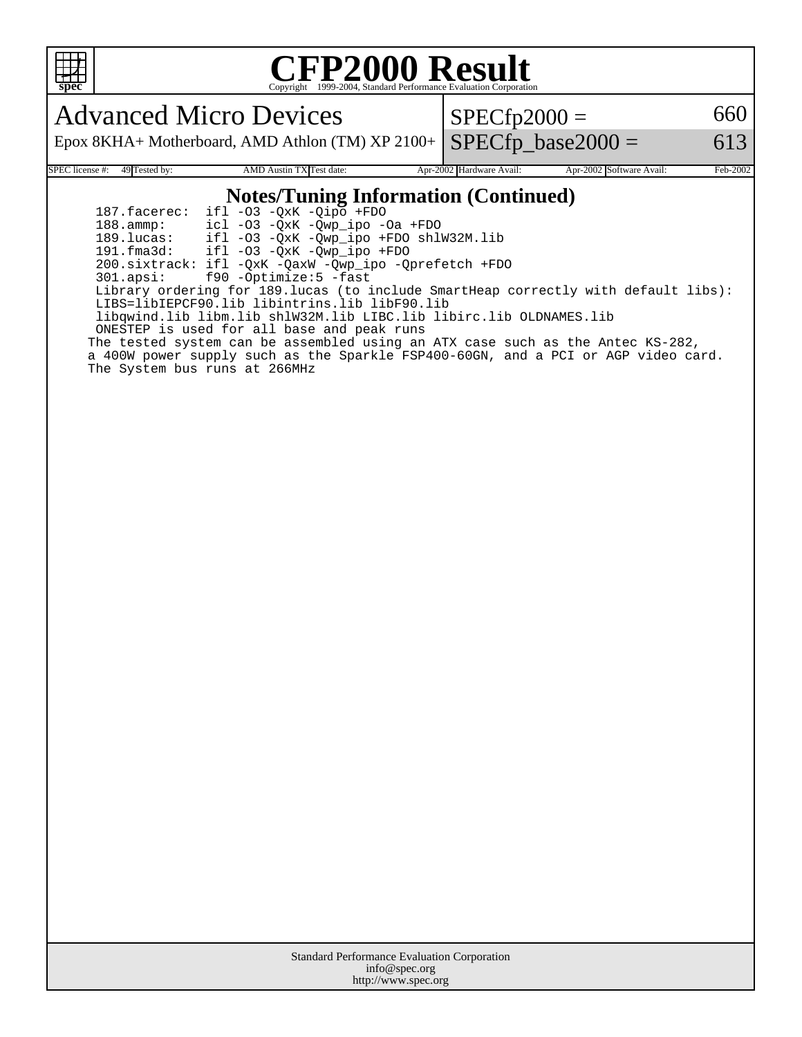# CFP2000 Result

Copyright 1999-2004, Standard Performance Evaluation Corporation

## Advanced Micro Devices

Epox 8KHA+ Motherboard, AMD Athlon (TM) XP 2100+

SPECfp2000 = 660

SPECfp_base2000 = 613

| SPEC license #: | 49 | Tested by: | AMD Austin TX | Test date: | Apr-2002 | Hardware Avail: | Apr-2002 | Software Avail: | Feb-2002 |
|---|---|---|---|---|---|---|---|---|---|

### Notes/Tuning Information (Continued)

```
  187.facerec:  ifl -O3 -QxK -Qipo +FDO
  188.ammp:     icl -O3 -QxK -Qwp_ipo -Oa +FDO
  189.lucas:    ifl -O3 -QxK -Qwp_ipo +FDO shlW32M.lib
  191.fma3d:    ifl -O3 -QxK -Qwp_ipo +FDO
  200.sixtrack: ifl -QxK -QaxW -Qwp_ipo -Qprefetch +FDO
  301.apsi:     f90 -Optimize:5 -fast
  Library ordering for 189.lucas (to include SmartHeap correctly with default libs):
  LIBS=libIEPCF90.lib libintrins.lib libF90.lib
  libqwind.lib libm.lib shlW32M.lib LIBC.lib libirc.lib OLDNAMES.lib
  ONESTEP is used for all base and peak runs
The tested system can be assembled using an ATX case such as the Antec KS-282,
a 400W power supply such as the Sparkle FSP400-60GN, and a PCI or AGP video card.
The System bus runs at 266MHz
```

Standard Performance Evaluation Corporation
info@spec.org
http://www.spec.org